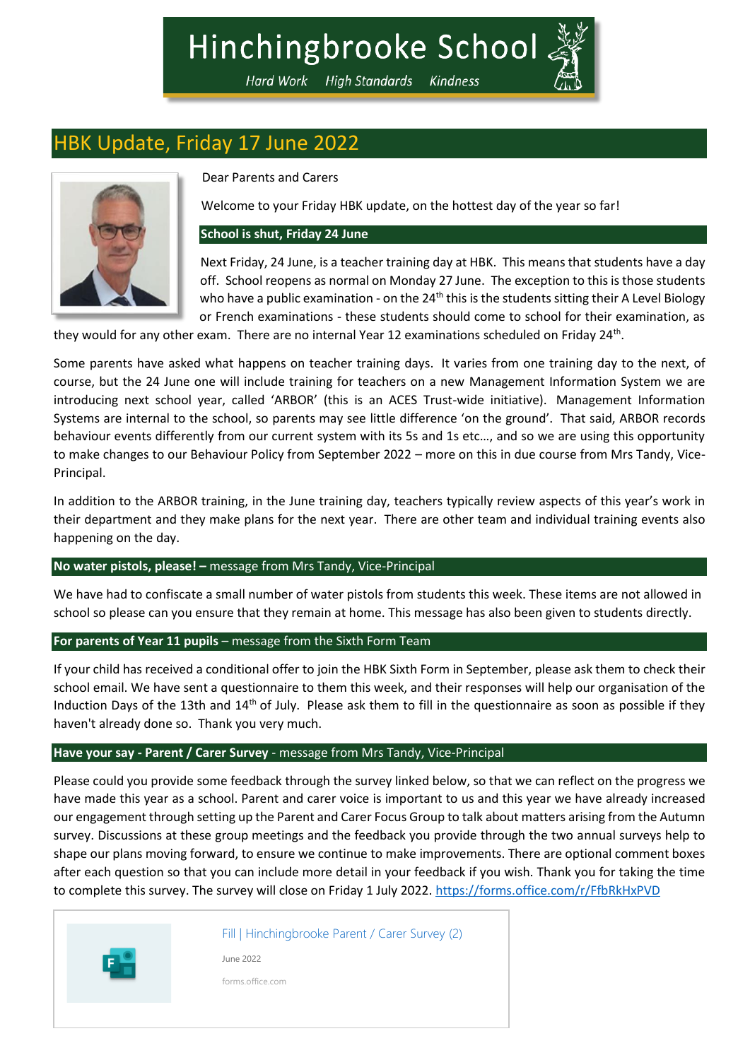# Hinchingbrooke School

*Hard Work High Standards Kindness*

## HBK Update, Friday 17 June 2022

Dear Parents and Carers

Welcome to your Friday HBK update, on the hottest day of the year so far!

### School is shut, Friday 24 June

Next Friday, 24 June, is a teacher training day at HBK. This means that students have a day off. School reopens as normal on Monday 27 June. The exception to this is those students who have a public examination - on the 24th this is the students sitting their A Level Biology or French examinations - these students should come to school for their examination, as they would for any other exam. There are no internal Year 12 examinations scheduled on Friday 24th.

Some parents have asked what happens on teacher training days. It varies from one training day to the next, of course, but the 24 June one will include training for teachers on a new Management Information System we are introducing next school year, called 'ARBOR' (this is an ACES Trust-wide initiative). Management Information Systems are internal to the school, so parents may see little difference 'on the ground'. That said, ARBOR records behaviour events differently from our current system with its 5s and 1s etc…, and so we are using this opportunity to make changes to our Behaviour Policy from September 2022 – more on this in due course from Mrs Tandy, Vice-Principal.

In addition to the ARBOR training, in the June training day, teachers typically review aspects of this year's work in their department and they make plans for the next year. There are other team and individual training events also happening on the day.

### **No water pistols, please! –** message from Mrs Tandy, Vice-Principal

We have had to confiscate a small number of water pistols from students this week. These items are not allowed in school so please can you ensure that they remain at home. This message has also been given to students directly.

### **For parents of Year 11 pupils** – message from the Sixth Form Team

If your child has received a conditional offer to join the HBK Sixth Form in September, please ask them to check their school email. We have sent a questionnaire to them this week, and their responses will help our organisation of the Induction Days of the 13th and 14th of July. Please ask them to fill in the questionnaire as soon as possible if they haven't already done so. Thank you very much.

### **Have your say - Parent / Carer Survey** - message from Mrs Tandy, Vice-Principal

Please could you provide some feedback through the survey linked below, so that we can reflect on the progress we have made this year as a school. Parent and carer voice is important to us and this year we have already increased our engagement through setting up the Parent and Carer Focus Group to talk about matters arising from the Autumn survey. Discussions at these group meetings and the feedback you provide through the two annual surveys help to shape our plans moving forward, to ensure we continue to make improvements. There are optional comment boxes after each question so that you can include more detail in your feedback if you wish. Thank you for taking the time to complete this survey. The survey will close on Friday 1 July 2022. https://forms.office.com/r/FfbRkHxPVD

Fill | Hinchingbrooke Parent / Carer Survey (2)
June 2022
forms.office.com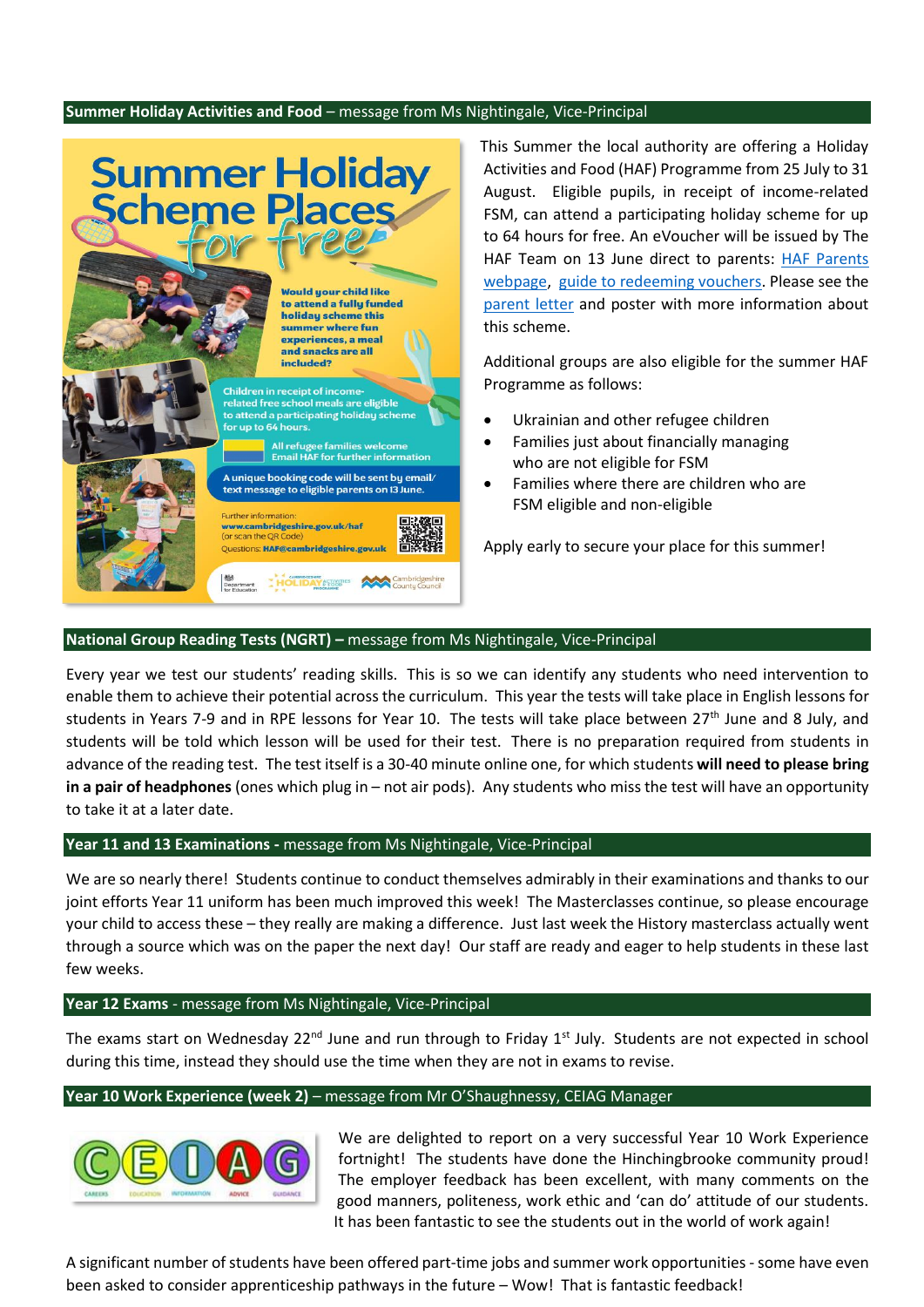## Summer Holiday Activities and Food – message from Ms Nightingale, Vice-Principal

This Summer the local authority are offering a Holiday Activities and Food (HAF) Programme from 25 July to 31 August. Eligible pupils, in receipt of income-related FSM, can attend a participating holiday scheme for up to 64 hours for free. An eVoucher will be issued by The HAF Team on 13 June direct to parents: HAF Parents webpage, guide to redeeming vouchers. Please see the parent letter and poster with more information about this scheme.

Additional groups are also eligible for the summer HAF Programme as follows:

- Ukrainian and other refugee children
- Families just about financially managing who are not eligible for FSM
- Families where there are children who are FSM eligible and non-eligible

Apply early to secure your place for this summer!

## National Group Reading Tests (NGRT) – message from Ms Nightingale, Vice-Principal

Every year we test our students' reading skills. This is so we can identify any students who need intervention to enable them to achieve their potential across the curriculum. This year the tests will take place in English lessons for students in Years 7-9 and in RPE lessons for Year 10. The tests will take place between 27th June and 8 July, and students will be told which lesson will be used for their test. There is no preparation required from students in advance of the reading test. The test itself is a 30-40 minute online one, for which students **will need to please bring in a pair of headphones** (ones which plug in – not air pods). Any students who miss the test will have an opportunity to take it at a later date.

## Year 11 and 13 Examinations - message from Ms Nightingale, Vice-Principal

We are so nearly there! Students continue to conduct themselves admirably in their examinations and thanks to our joint efforts Year 11 uniform has been much improved this week! The Masterclasses continue, so please encourage your child to access these – they really are making a difference. Just last week the History masterclass actually went through a source which was on the paper the next day! Our staff are ready and eager to help students in these last few weeks.

## Year 12 Exams - message from Ms Nightingale, Vice-Principal

The exams start on Wednesday 22nd June and run through to Friday 1st July. Students are not expected in school during this time, instead they should use the time when they are not in exams to revise.

## Year 10 Work Experience (week 2) – message from Mr O'Shaughnessy, CEIAG Manager

We are delighted to report on a very successful Year 10 Work Experience fortnight! The students have done the Hinchingbrooke community proud! The employer feedback has been excellent, with many comments on the good manners, politeness, work ethic and 'can do' attitude of our students. It has been fantastic to see the students out in the world of work again!

A significant number of students have been offered part-time jobs and summer work opportunities - some have even been asked to consider apprenticeship pathways in the future – Wow! That is fantastic feedback!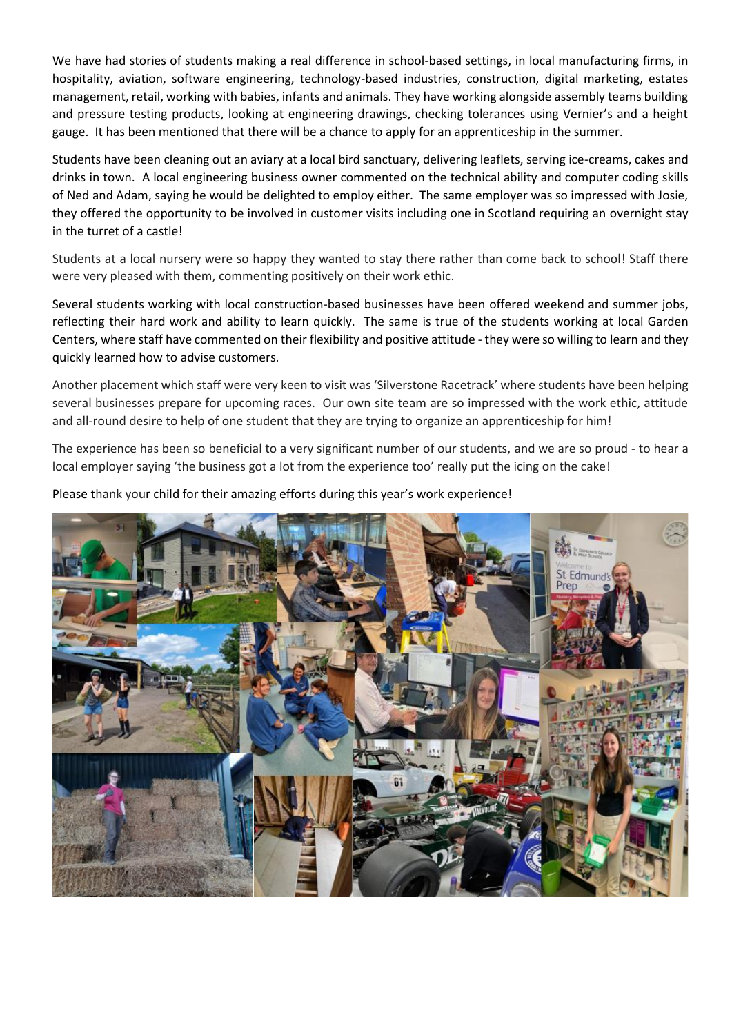We have had stories of students making a real difference in school-based settings, in local manufacturing firms, in hospitality, aviation, software engineering, technology-based industries, construction, digital marketing, estates management, retail, working with babies, infants and animals. They have working alongside assembly teams building and pressure testing products, looking at engineering drawings, checking tolerances using Vernier's and a height gauge. It has been mentioned that there will be a chance to apply for an apprenticeship in the summer.

Students have been cleaning out an aviary at a local bird sanctuary, delivering leaflets, serving ice-creams, cakes and drinks in town. A local engineering business owner commented on the technical ability and computer coding skills of Ned and Adam, saying he would be delighted to employ either. The same employer was so impressed with Josie, they offered the opportunity to be involved in customer visits including one in Scotland requiring an overnight stay in the turret of a castle!

Students at a local nursery were so happy they wanted to stay there rather than come back to school! Staff there were very pleased with them, commenting positively on their work ethic.

Several students working with local construction-based businesses have been offered weekend and summer jobs, reflecting their hard work and ability to learn quickly. The same is true of the students working at local Garden Centers, where staff have commented on their flexibility and positive attitude - they were so willing to learn and they quickly learned how to advise customers.

Another placement which staff were very keen to visit was 'Silverstone Racetrack' where students have been helping several businesses prepare for upcoming races. Our own site team are so impressed with the work ethic, attitude and all-round desire to help of one student that they are trying to organize an apprenticeship for him!

The experience has been so beneficial to a very significant number of our students, and we are so proud - to hear a local employer saying 'the business got a lot from the experience too' really put the icing on the cake!

Please thank your child for their amazing efforts during this year's work experience!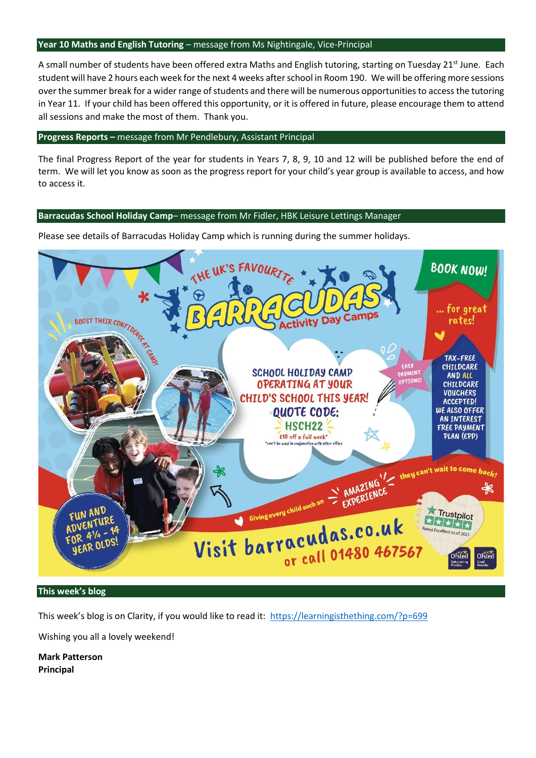**Year 10 Maths and English Tutoring** – message from Ms Nightingale, Vice-Principal

A small number of students have been offered extra Maths and English tutoring, starting on Tuesday 21st June. Each student will have 2 hours each week for the next 4 weeks after school in Room 190. We will be offering more sessions over the summer break for a wider range of students and there will be numerous opportunities to access the tutoring in Year 11. If your child has been offered this opportunity, or it is offered in future, please encourage them to attend all sessions and make the most of them. Thank you.

**Progress Reports –** message from Mr Pendlebury, Assistant Principal

The final Progress Report of the year for students in Years 7, 8, 9, 10 and 12 will be published before the end of term. We will let you know as soon as the progress report for your child's year group is available to access, and how to access it.

**Barracudas School Holiday Camp**– message from Mr Fidler, HBK Leisure Lettings Manager

Please see details of Barracudas Holiday Camp which is running during the summer holidays.

THE UK'S FAVOURITE BARRACUDAS Activity Day Camps

BOOK NOW! ... for great rates!

BOOST THEIR CONFIDENCE AT CAMP!

SCHOOL HOLIDAY CAMP OPERATING AT YOUR CHILD'S SCHOOL THIS YEAR!

QUOTE CODE: HSCH22

£10 off a full week*

*can't be used in conjunction with other offers

EASY PAYMENT OPTIONS!

TAX-FREE CHILDCARE AND ALL CHILDCARE VOUCHERS ACCEPTED! WE ALSO OFFER AN INTEREST FREE PAYMENT PLAN (EPP)

FUN AND ADVENTURE FOR 4¼ - 14 YEAR OLDS!

Giving every child such an AMAZING EXPERIENCE they can't wait to come back!

Visit barracudas.co.uk or call 01480 467567

Trustpilot Rated Excellent as of 2021

Ofsted Outstanding Provider · Ofsted Good Provider

**This week's blog**

This week's blog is on Clarity, if you would like to read it: https://learningisthething.com/?p=699

Wishing you all a lovely weekend!

**Mark Patterson**
**Principal**